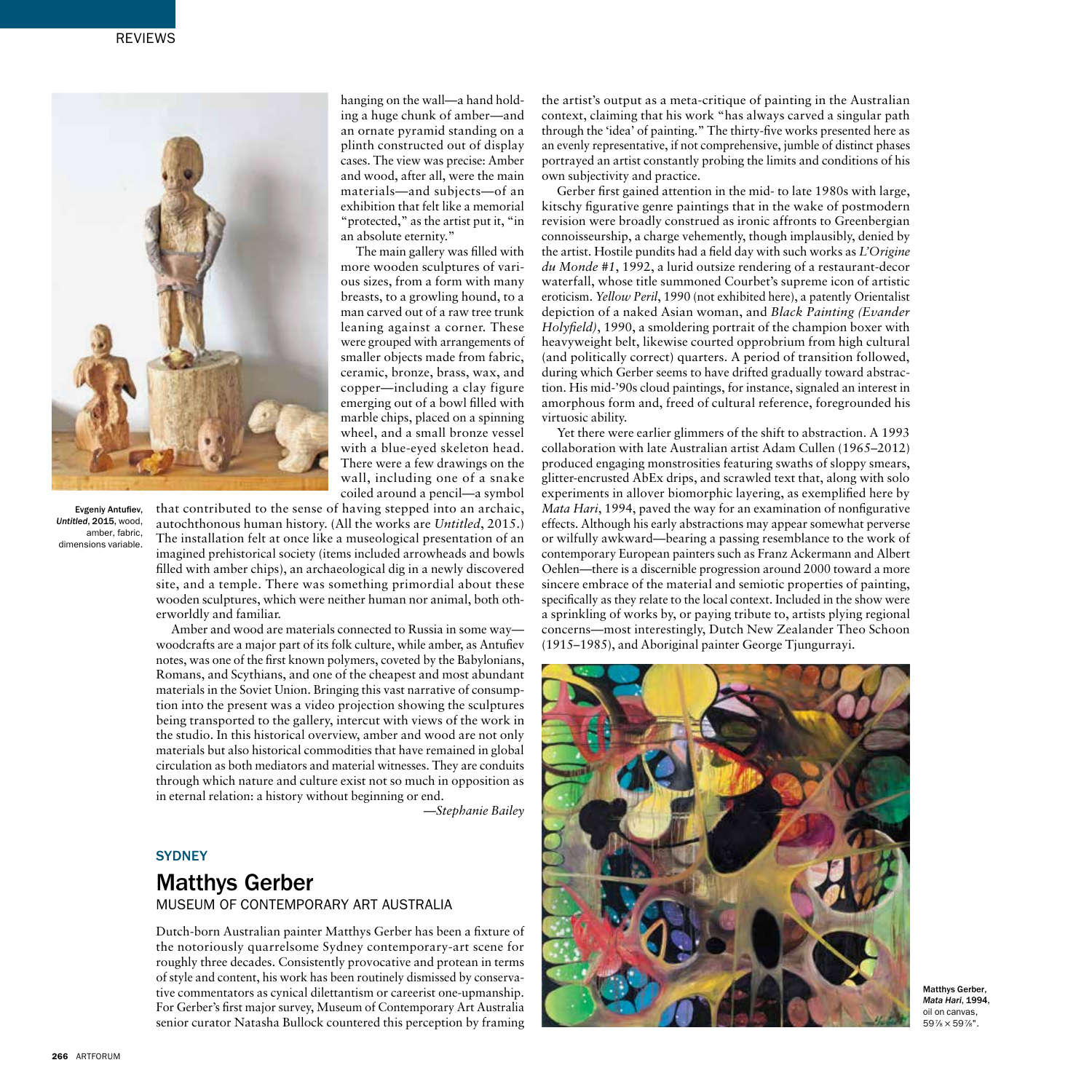hanging on the wall—a hand holding a huge chunk of amber—and an ornate pyramid standing on a plinth constructed out of display cases. The view was precise: Amber and wood, after all, were the main materials—and subjects—of an exhibition that felt like a memorial "protected," as the artist put it, "in an absolute eternity."

The main gallery was filled with more wooden sculptures of various sizes, from a form with many breasts, to a growling hound, to a man carved out of a raw tree trunk leaning against a corner. These were grouped with arrangements of smaller objects made from fabric, ceramic, bronze, brass, wax, and copper—including a clay figure emerging out of a bowl filled with marble chips, placed on a spinning wheel, and a small bronze vessel with a blue-eyed skeleton head. There were a few drawings on the wall, including one of a snake coiled around a pencil—a symbol that contributed to the sense of having stepped into an archaic, autochthonous human history. (All the works are *Untitled*, 2015.) The installation felt at once like a museological presentation of an imagined prehistorical society (items included arrowheads and bowls filled with amber chips), an archaeological dig in a newly discovered site, and a temple. There was something primordial about these wooden sculptures, which were neither human nor animal, both otherworldly and familiar.

Evgeniy Antufiev, *Untitled*, 2015, wood, amber, fabric, dimensions variable.

Amber and wood are materials connected to Russia in some way—woodcrafts are a major part of its folk culture, while amber, as Antufiev notes, was one of the first known polymers, coveted by the Babylonians, Romans, and Scythians, and one of the cheapest and most abundant materials in the Soviet Union. Bringing this vast narrative of consumption into the present was a video projection showing the sculptures being transported to the gallery, intercut with views of the work in the studio. In this historical overview, amber and wood are not only materials but also historical commodities that have remained in global circulation as both mediators and material witnesses. They are conduits through which nature and culture exist not so much in opposition as in eternal relation: a history without beginning or end.

—*Stephanie Bailey*

## SYDNEY

# Matthys Gerber

### MUSEUM OF CONTEMPORARY ART AUSTRALIA

Dutch-born Australian painter Matthys Gerber has been a fixture of the notoriously quarrelsome Sydney contemporary-art scene for roughly three decades. Consistently provocative and protean in terms of style and content, his work has been routinely dismissed by conservative commentators as cynical dilettantism or careerist one-upmanship. For Gerber's first major survey, Museum of Contemporary Art Australia senior curator Natasha Bullock countered this perception by framing the artist's output as a meta-critique of painting in the Australian context, claiming that his work "has always carved a singular path through the 'idea' of painting." The thirty-five works presented here as an evenly representative, if not comprehensive, jumble of distinct phases portrayed an artist constantly probing the limits and conditions of his own subjectivity and practice.

Gerber first gained attention in the mid- to late 1980s with large, kitschy figurative genre paintings that in the wake of postmodern revision were broadly construed as ironic affronts to Greenbergian connoisseurship, a charge vehemently, though implausibly, denied by the artist. Hostile pundits had a field day with such works as *L'Origine du Monde #1*, 1992, a lurid outsize rendering of a restaurant-decor waterfall, whose title summoned Courbet's supreme icon of artistic eroticism. *Yellow Peril*, 1990 (not exhibited here), a patently Orientalist depiction of a naked Asian woman, and *Black Painting (Evander Holyfield)*, 1990, a smoldering portrait of the champion boxer with heavyweight belt, likewise courted opprobrium from high cultural (and politically correct) quarters. A period of transition followed, during which Gerber seems to have drifted gradually toward abstraction. His mid-'90s cloud paintings, for instance, signaled an interest in amorphous form and, freed of cultural reference, foregrounded his virtuosic ability.

Yet there were earlier glimmers of the shift to abstraction. A 1993 collaboration with late Australian artist Adam Cullen (1965–2012) produced engaging monstrosities featuring swaths of sloppy smears, glitter-encrusted AbEx drips, and scrawled text that, along with solo experiments in allover biomorphic layering, as exemplified here by *Mata Hari*, 1994, paved the way for an examination of nonfigurative effects. Although his early abstractions may appear somewhat perverse or wilfully awkward—bearing a passing resemblance to the work of contemporary European painters such as Franz Ackermann and Albert Oehlen—there is a discernible progression around 2000 toward a more sincere embrace of the material and semiotic properties of painting, specifically as they relate to the local context. Included in the show were a sprinkling of works by, or paying tribute to, artists plying regional concerns—most interestingly, Dutch New Zealander Theo Schoon (1915–1985), and Aboriginal painter George Tjungurrayi.

Matthys Gerber, *Mata Hari*, 1994, oil on canvas, 59⅞ × 59⅞".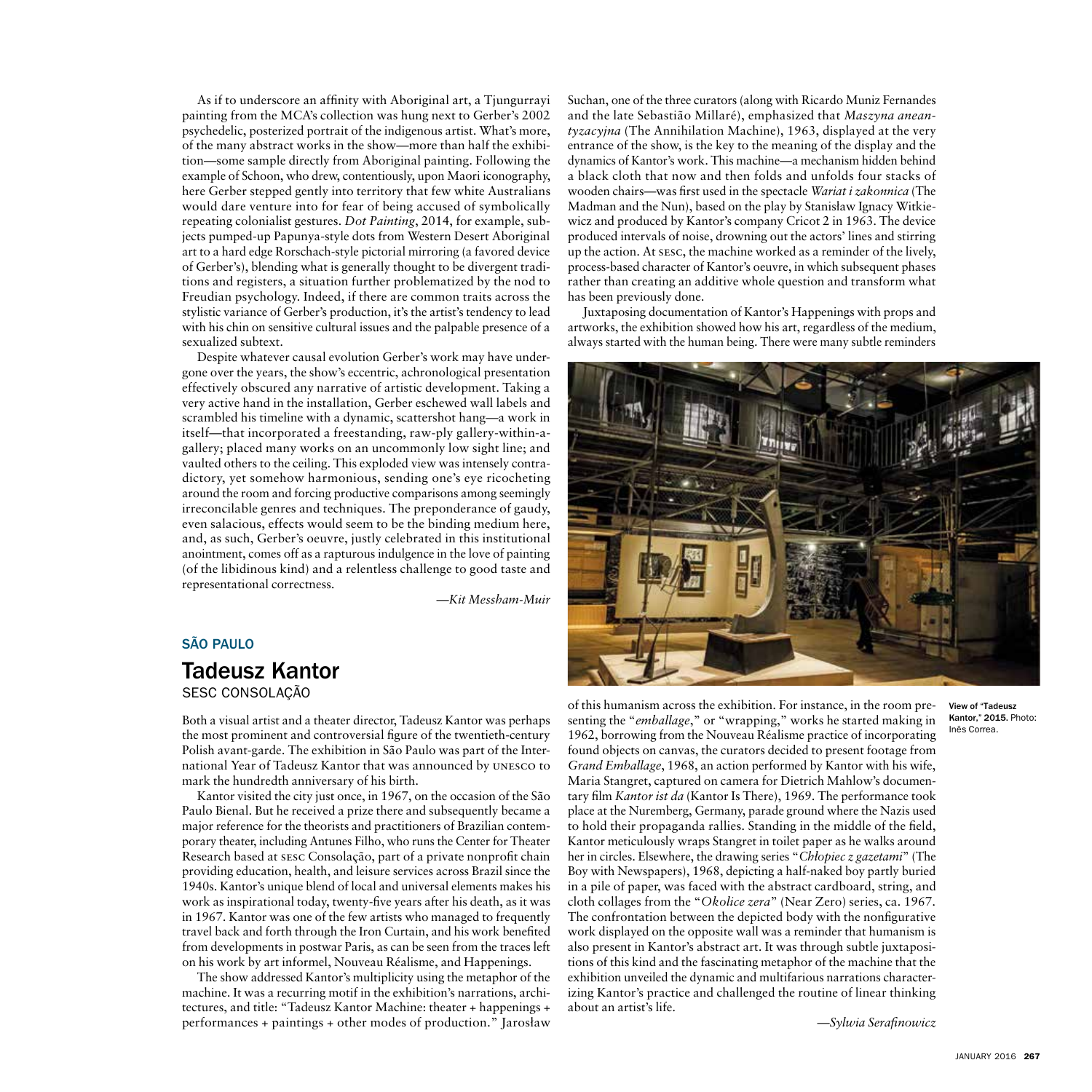As if to underscore an affinity with Aboriginal art, a Tjungurrayi painting from the MCA's collection was hung next to Gerber's 2002 psychedelic, posterized portrait of the indigenous artist. What's more, of the many abstract works in the show—more than half the exhibition—some sample directly from Aboriginal painting. Following the example of Schoon, who drew, contentiously, upon Maori iconography, here Gerber stepped gently into territory that few white Australians would dare venture into for fear of being accused of symbolically repeating colonialist gestures. *Dot Painting*, 2014, for example, subjects pumped-up Papunya-style dots from Western Desert Aboriginal art to a hard edge Rorschach-style pictorial mirroring (a favored device of Gerber's), blending what is generally thought to be divergent traditions and registers, a situation further problematized by the nod to Freudian psychology. Indeed, if there are common traits across the stylistic variance of Gerber's production, it's the artist's tendency to lead with his chin on sensitive cultural issues and the palpable presence of a sexualized subtext.

Despite whatever causal evolution Gerber's work may have undergone over the years, the show's eccentric, achronological presentation effectively obscured any narrative of artistic development. Taking a very active hand in the installation, Gerber eschewed wall labels and scrambled his timeline with a dynamic, scattershot hang—a work in itself—that incorporated a freestanding, raw-ply gallery-within-a-gallery; placed many works on an uncommonly low sight line; and vaulted others to the ceiling. This exploded view was intensely contradictory, yet somehow harmonious, sending one's eye ricocheting around the room and forcing productive comparisons among seemingly irreconcilable genres and techniques. The preponderance of gaudy, even salacious, effects would seem to be the binding medium here, and, as such, Gerber's oeuvre, justly celebrated in this institutional anointment, comes off as a rapturous indulgence in the love of painting (of the libidinous kind) and a relentless challenge to good taste and representational correctness.

*—Kit Messham-Muir*

### SÃO PAULO

## Tadeusz Kantor

SESC CONSOLAÇÃO

Both a visual artist and a theater director, Tadeusz Kantor was perhaps the most prominent and controversial figure of the twentieth-century Polish avant-garde. The exhibition in São Paulo was part of the International Year of Tadeusz Kantor that was announced by UNESCO to mark the hundredth anniversary of his birth.

Kantor visited the city just once, in 1967, on the occasion of the São Paulo Bienal. But he received a prize there and subsequently became a major reference for the theorists and practitioners of Brazilian contemporary theater, including Antunes Filho, who runs the Center for Theater Research based at SESC Consolação, part of a private nonprofit chain providing education, health, and leisure services across Brazil since the 1940s. Kantor's unique blend of local and universal elements makes his work as inspirational today, twenty-five years after his death, as it was in 1967. Kantor was one of the few artists who managed to frequently travel back and forth through the Iron Curtain, and his work benefited from developments in postwar Paris, as can be seen from the traces left on his work by art informel, Nouveau Réalisme, and Happenings.

The show addressed Kantor's multiplicity using the metaphor of the machine. It was a recurring motif in the exhibition's narrations, architectures, and title: "Tadeusz Kantor Machine: theater + happenings + performances + paintings + other modes of production." Jarosław Suchan, one of the three curators (along with Ricardo Muniz Fernandes and the late Sebastião Millaré), emphasized that *Maszyna anean-tyzacyjna* (The Annihilation Machine), 1963, displayed at the very entrance of the show, is the key to the meaning of the display and the dynamics of Kantor's work. This machine—a mechanism hidden behind a black cloth that now and then folds and unfolds four stacks of wooden chairs—was first used in the spectacle *Wariat i zakonnica* (The Madman and the Nun), based on the play by Stanisław Ignacy Witkiewicz and produced by Kantor's company Cricot 2 in 1963. The device produced intervals of noise, drowning out the actors' lines and stirring up the action. At SESC, the machine worked as a reminder of the lively, process-based character of Kantor's oeuvre, in which subsequent phases rather than creating an additive whole question and transform what has been previously done.

Juxtaposing documentation of Kantor's Happenings with props and artworks, the exhibition showed how his art, regardless of the medium, always started with the human being. There were many subtle reminders of this humanism across the exhibition. For instance, in the room presenting the "*emballage*," or "wrapping," works he started making in 1962, borrowing from the Nouveau Réalisme practice of incorporating found objects on canvas, the curators decided to present footage from *Grand Emballage*, 1968, an action performed by Kantor with his wife, Maria Stangret, captured on camera for Dietrich Mahlow's documentary film *Kantor ist da* (Kantor Is There), 1969. The performance took place at the Nuremberg, Germany, parade ground where the Nazis used to hold their propaganda rallies. Standing in the middle of the field, Kantor meticulously wraps Stangret in toilet paper as he walks around her in circles. Elsewhere, the drawing series "*Chłopiec z gazetami*" (The Boy with Newspapers), 1968, depicting a half-naked boy partly buried in a pile of paper, was faced with the abstract cardboard, string, and cloth collages from the "*Okolice zera*" (Near Zero) series, ca. 1967. The confrontation between the depicted body with the nonfigurative work displayed on the opposite wall was a reminder that humanism is also present in Kantor's abstract art. It was through subtle juxtapositions of this kind and the fascinating metaphor of the machine that the exhibition unveiled the dynamic and multifarious narrations characterizing Kantor's practice and challenged the routine of linear thinking about an artist's life.

*—Sylwia Serafinowicz*

View of "Tadeusz Kantor," 2015. Photo: Inês Correa.